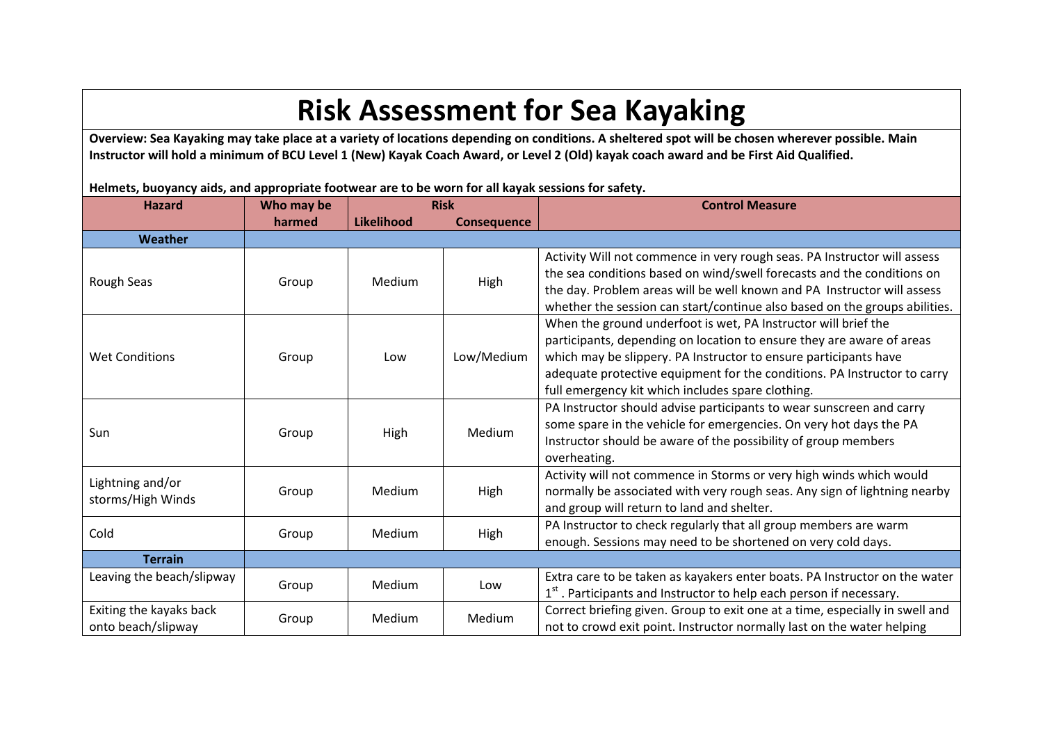# Risk Assessment for Sea Kayaking

**Overview: Sea Kayaking may take place at a variety of locations depending on conditions. A sheltered spot will be chosen wherever possible. Main Instructor will hold a minimum of BCU Level 1 (New) Kayak Coach Award, or Level 2 (Old) kayak coach award and be First Aid Qualified.**

**Helmets, buoyancy aids, and appropriate footwear are to be worn for all kayak sessions for safety.**

| Hazard | Who may be harmed | Risk | | Control Measure |
|---|---|---|---|---|
| | | Likelihood | Consequence | |
| **Weather** | | | | |
| Rough Seas | Group | Medium | High | Activity Will not commence in very rough seas. PA Instructor will assess the sea conditions based on wind/swell forecasts and the conditions on the day. Problem areas will be well known and PA Instructor will assess whether the session can start/continue also based on the groups abilities. |
| Wet Conditions | Group | Low | Low/Medium | When the ground underfoot is wet, PA Instructor will brief the participants, depending on location to ensure they are aware of areas which may be slippery. PA Instructor to ensure participants have adequate protective equipment for the conditions. PA Instructor to carry full emergency kit which includes spare clothing. |
| Sun | Group | High | Medium | PA Instructor should advise participants to wear sunscreen and carry some spare in the vehicle for emergencies. On very hot days the PA Instructor should be aware of the possibility of group members overheating. |
| Lightning and/or storms/High Winds | Group | Medium | High | Activity will not commence in Storms or very high winds which would normally be associated with very rough seas. Any sign of lightning nearby and group will return to land and shelter. |
| Cold | Group | Medium | High | PA Instructor to check regularly that all group members are warm enough. Sessions may need to be shortened on very cold days. |
| **Terrain** | | | | |
| Leaving the beach/slipway | Group | Medium | Low | Extra care to be taken as kayakers enter boats. PA Instructor on the water 1st . Participants and Instructor to help each person if necessary. |
| Exiting the kayaks back onto beach/slipway | Group | Medium | Medium | Correct briefing given. Group to exit one at a time, especially in swell and not to crowd exit point. Instructor normally last on the water helping |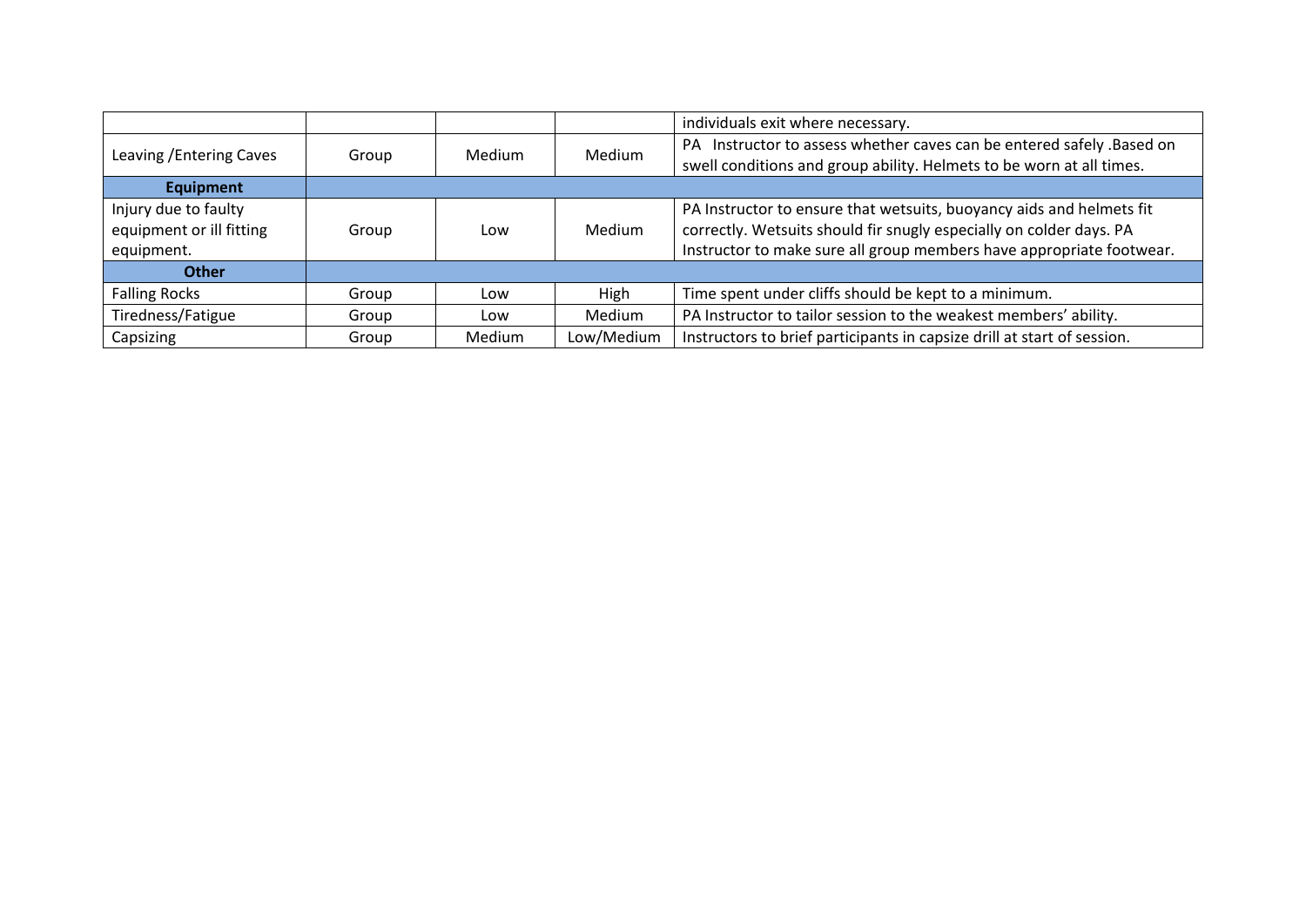| | | | | |
|---|---|---|---|---|
| | | | | individuals exit where necessary. |
| Leaving /Entering Caves | Group | Medium | Medium | PA Instructor to assess whether caves can be entered safely .Based on swell conditions and group ability. Helmets to be worn at all times. |
| **Equipment** | | | | |
| Injury due to faulty equipment or ill fitting equipment. | Group | Low | Medium | PA Instructor to ensure that wetsuits, buoyancy aids and helmets fit correctly. Wetsuits should fir snugly especially on colder days. PA Instructor to make sure all group members have appropriate footwear. |
| **Other** | | | | |
| Falling Rocks | Group | Low | High | Time spent under cliffs should be kept to a minimum. |
| Tiredness/Fatigue | Group | Low | Medium | PA Instructor to tailor session to the weakest members' ability. |
| Capsizing | Group | Medium | Low/Medium | Instructors to brief participants in capsize drill at start of session. |